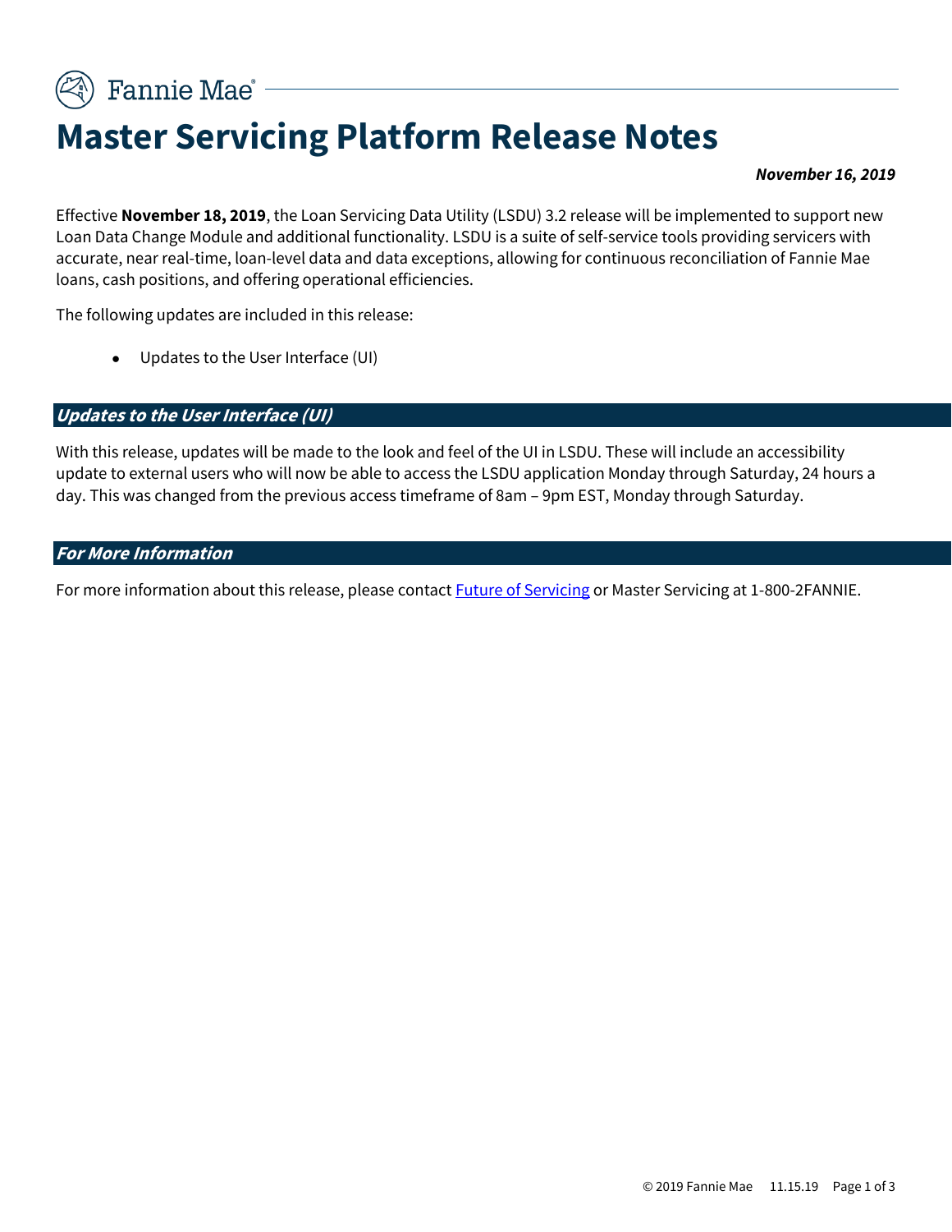Fannie Mae

# Master Servicing Platform Release Notes

***November 16, 2019***

Effective **November 18, 2019**, the Loan Servicing Data Utility (LSDU) 3.2 release will be implemented to support new Loan Data Change Module and additional functionality. LSDU is a suite of self-service tools providing servicers with accurate, near real-time, loan-level data and data exceptions, allowing for continuous reconciliation of Fannie Mae loans, cash positions, and offering operational efficiencies.

The following updates are included in this release:

- Updates to the User Interface (UI)

## *Updates to the User Interface (UI)*

With this release, updates will be made to the look and feel of the UI in LSDU. These will include an accessibility update to external users who will now be able to access the LSDU application Monday through Saturday, 24 hours a day. This was changed from the previous access timeframe of 8am – 9pm EST, Monday through Saturday.

## *For More Information*

For more information about this release, please contact Future of Servicing or Master Servicing at 1-800-2FANNIE.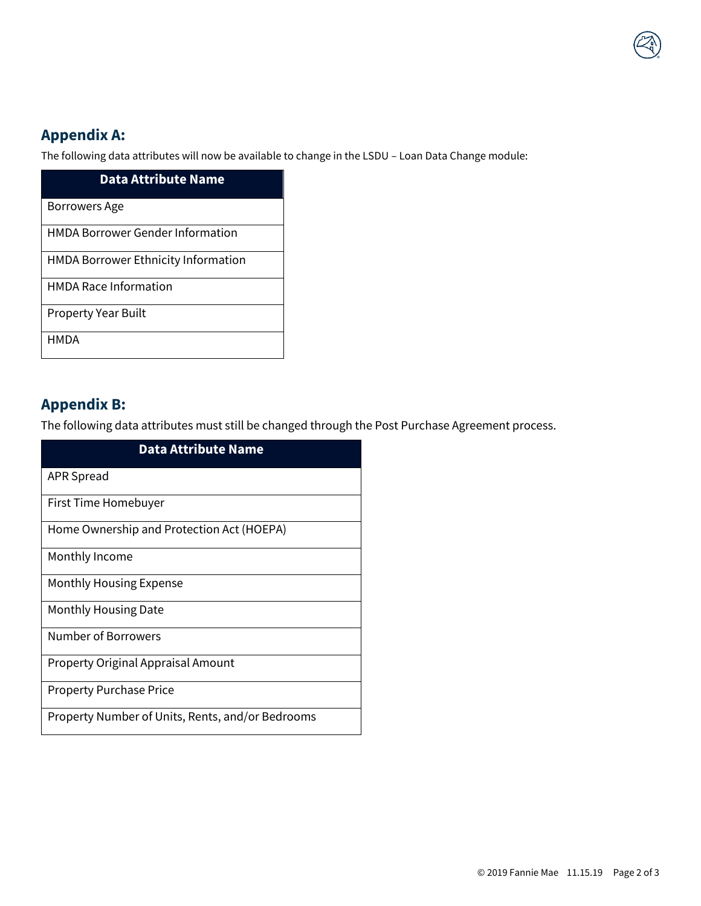## Appendix A:

The following data attributes will now be available to change in the LSDU – Loan Data Change module:

| Data Attribute Name |
| --- |
| Borrowers Age |
| HMDA Borrower Gender Information |
| HMDA Borrower Ethnicity Information |
| HMDA Race Information |
| Property Year Built |
| HMDA |

## Appendix B:

The following data attributes must still be changed through the Post Purchase Agreement process.

| Data Attribute Name |
| --- |
| APR Spread |
| First Time Homebuyer |
| Home Ownership and Protection Act (HOEPA) |
| Monthly Income |
| Monthly Housing Expense |
| Monthly Housing Date |
| Number of Borrowers |
| Property Original Appraisal Amount |
| Property Purchase Price |
| Property Number of Units, Rents, and/or Bedrooms |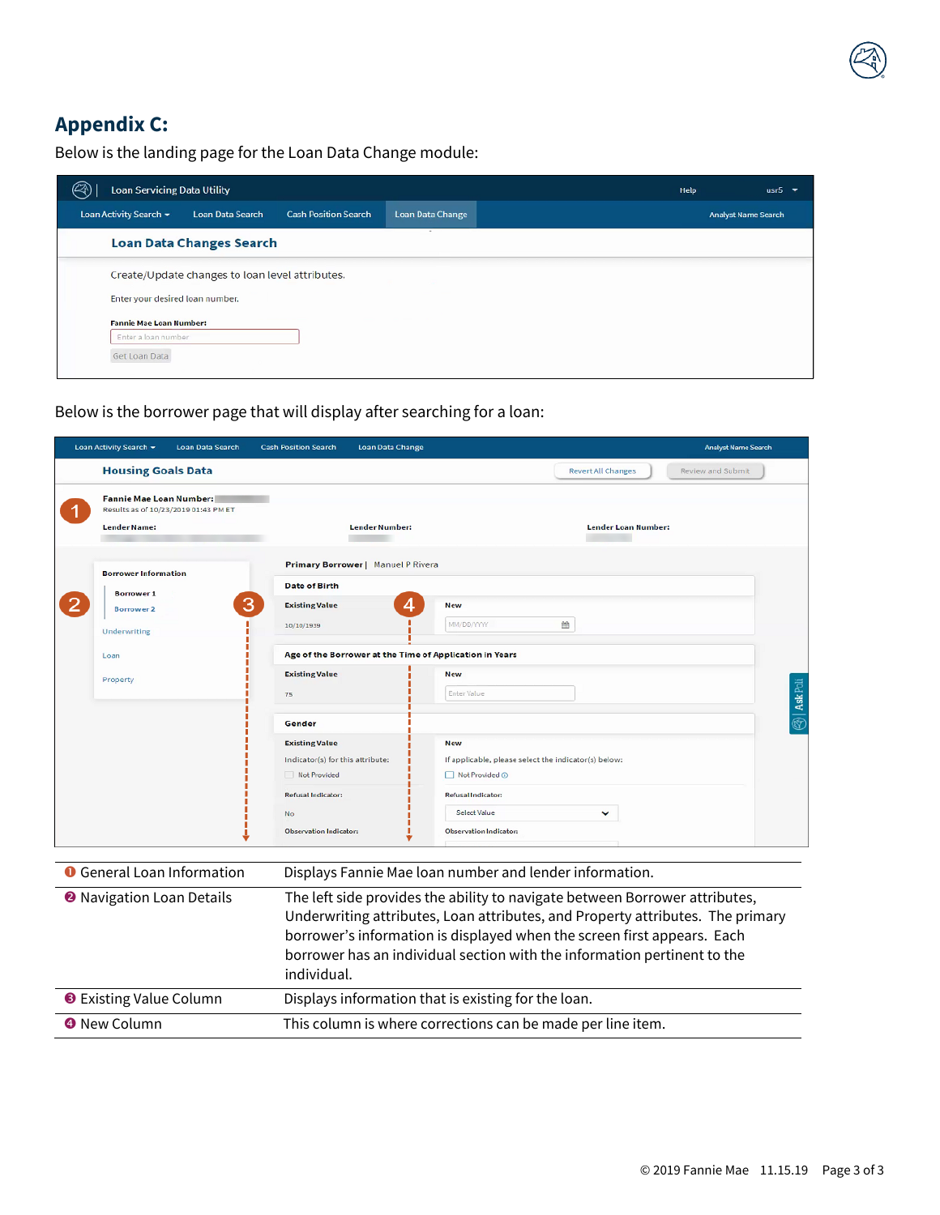## Appendix C:

Below is the landing page for the Loan Data Change module:

Below is the borrower page that will display after searching for a loan:

| | |
|---|---|
| ❶ General Loan Information | Displays Fannie Mae loan number and lender information. |
| ❷ Navigation Loan Details | The left side provides the ability to navigate between Borrower attributes, Underwriting attributes, Loan attributes, and Property attributes. The primary borrower's information is displayed when the screen first appears. Each borrower has an individual section with the information pertinent to the individual. |
| ❸ Existing Value Column | Displays information that is existing for the loan. |
| ❹ New Column | This column is where corrections can be made per line item. |

© 2019 Fannie Mae 11.15.19